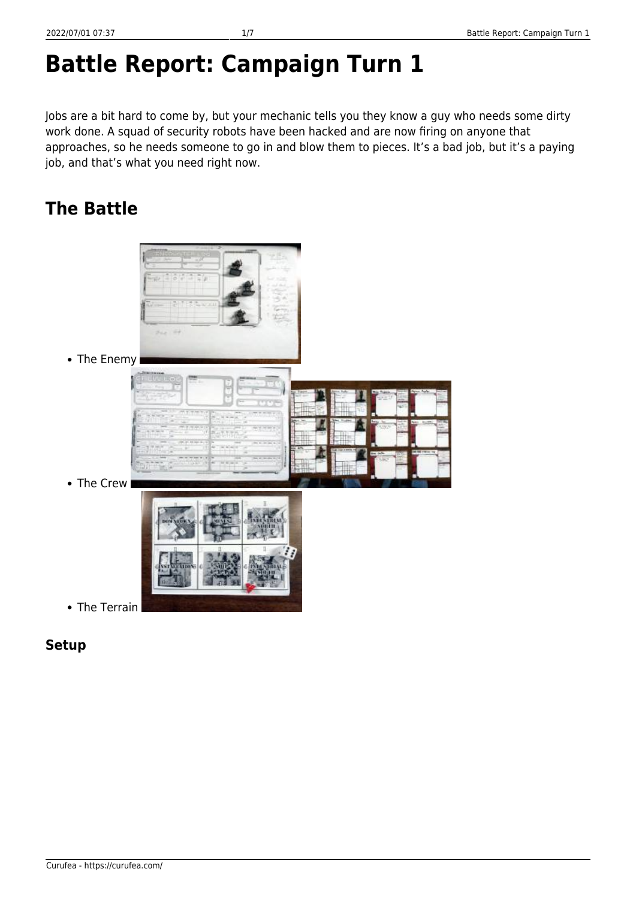# Battle Report: Campaign Turn 1

Jobs are a bit hard to come by, but your mechanic tells you they know a guy who needs some dirty work done. A squad of security robots have been hacked and are now firing on anyone that approaches, so he needs someone to go in and blow them to pieces. It's a bad job, but it's a paying job, and that's what you need right now.

## The Battle

- The Enemy
- The Crew
- The Terrain

### Setup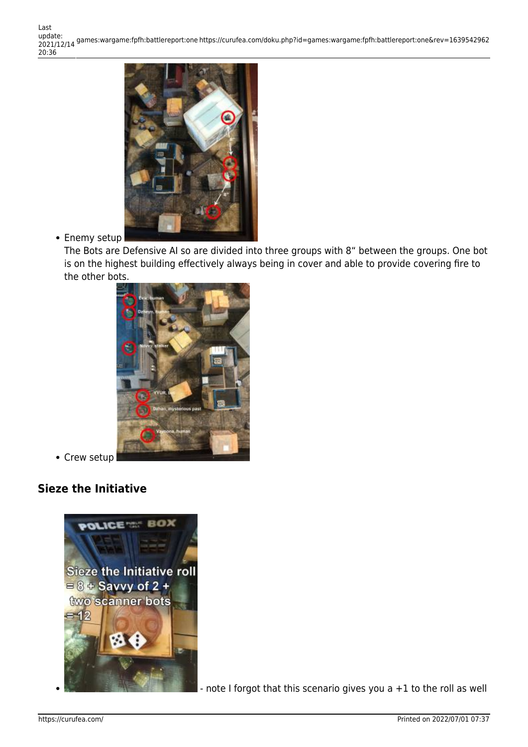- Enemy setup
  The Bots are Defensive AI so are divided into three groups with 8" between the groups. One bot is on the highest building effectively always being in cover and able to provide covering fire to the other bots.
- Crew setup

## Sieze the Initiative

- - note I forgot that this scenario gives you a +1 to the roll as well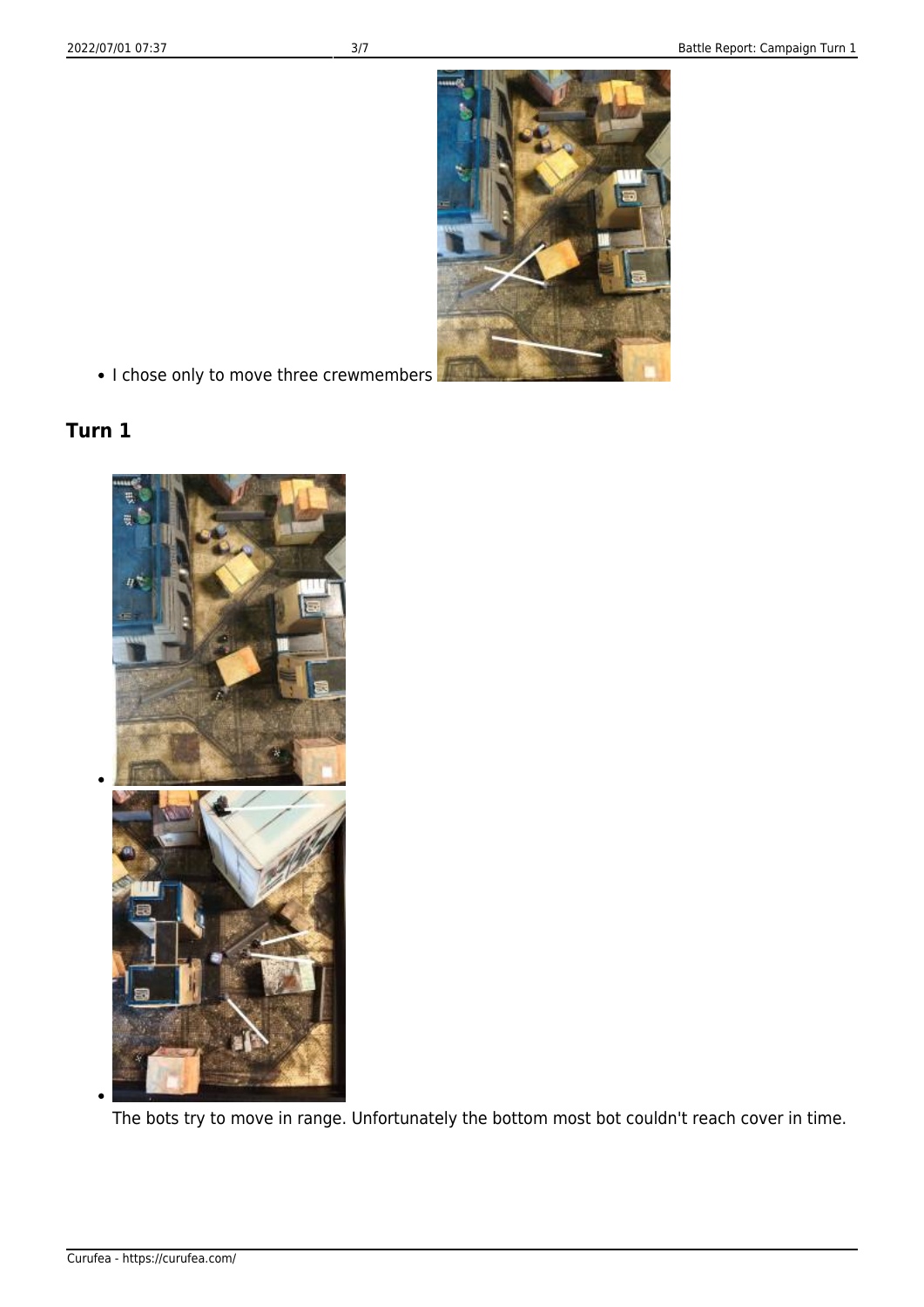- I chose only to move three crewmembers

## Turn 1

- 
- The bots try to move in range. Unfortunately the bottom most bot couldn't reach cover in time.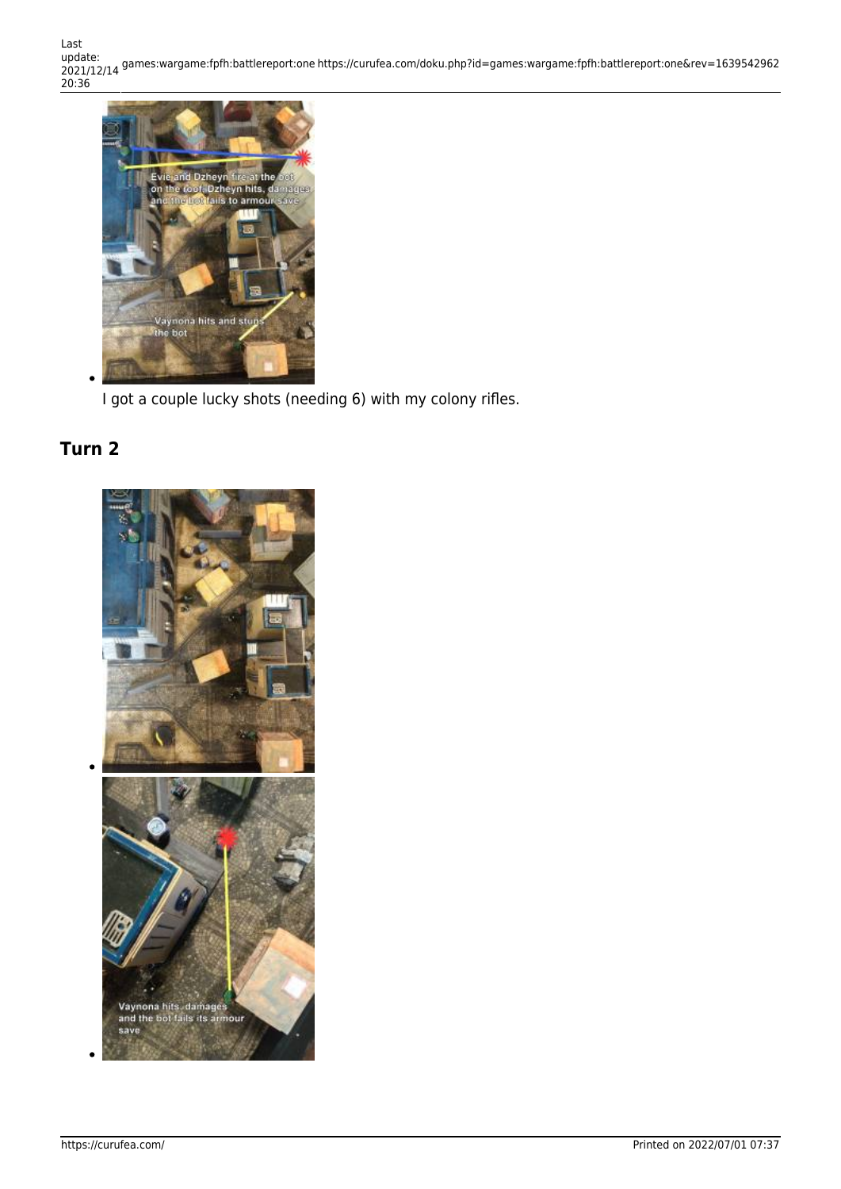- 

I got a couple lucky shots (needing 6) with my colony rifles.

## Turn 2

- 
-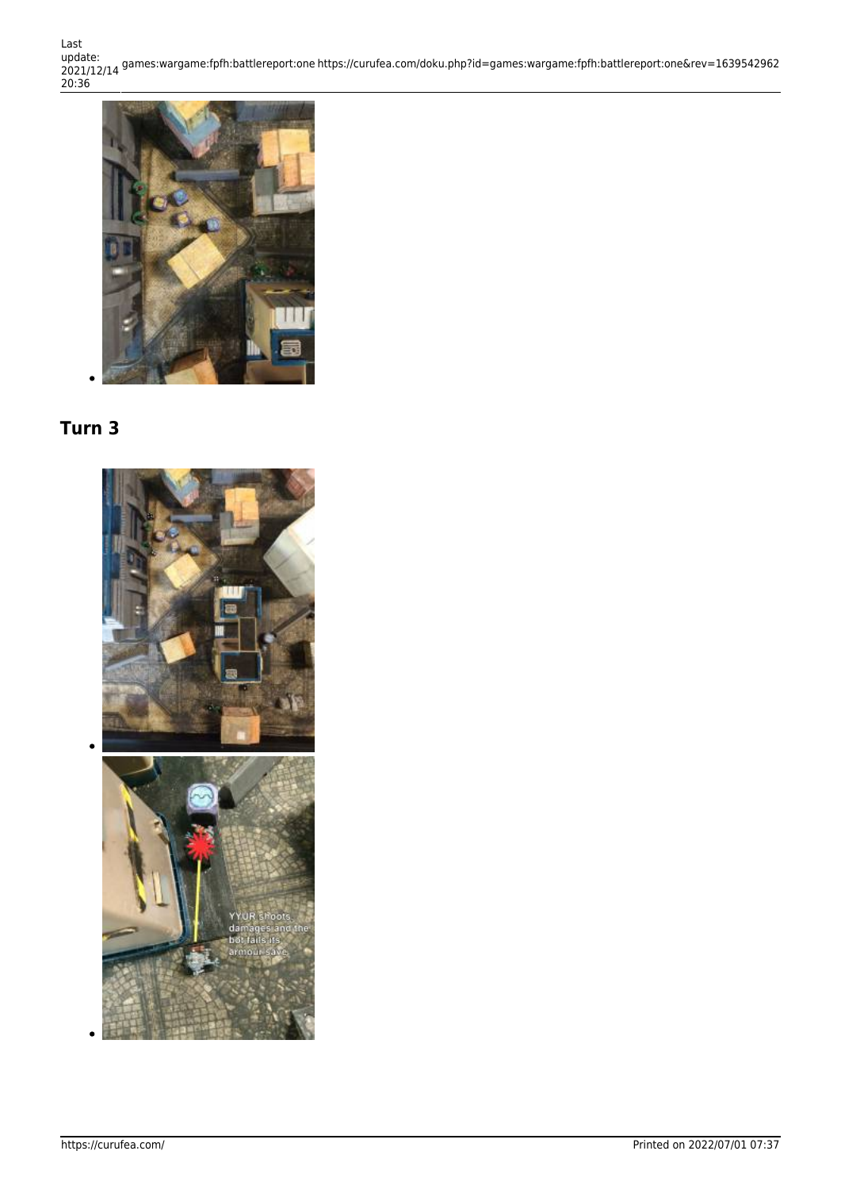## Turn 3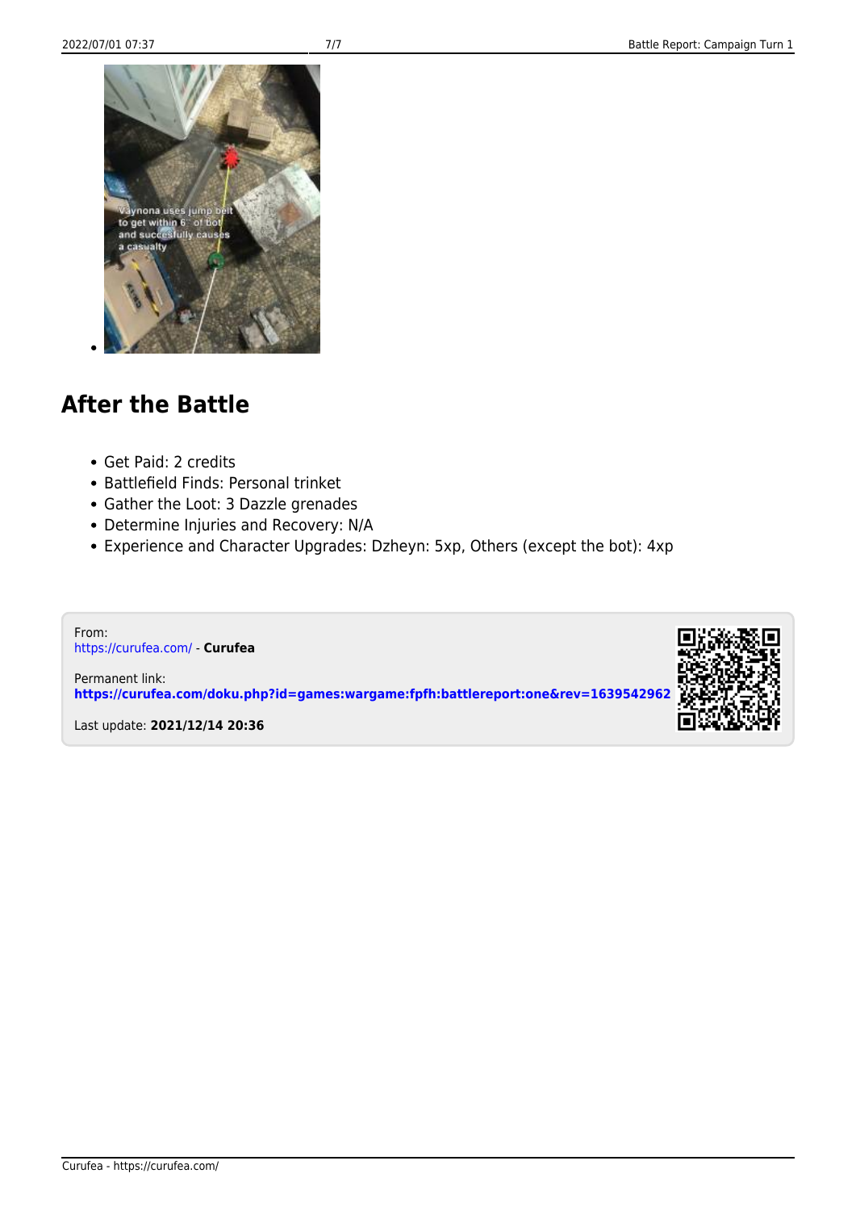## After the Battle

- Get Paid: 2 credits
- Battlefield Finds: Personal trinket
- Gather the Loot: 3 Dazzle grenades
- Determine Injuries and Recovery: N/A
- Experience and Character Upgrades: Dzheyn: 5xp, Others (except the bot): 4xp

From:
https://curufea.com/ - **Curufea**

Permanent link:
**https://curufea.com/doku.php?id=games:wargame:fpfh:battlereport:one&rev=1639542962**

Last update: **2021/12/14 20:36**